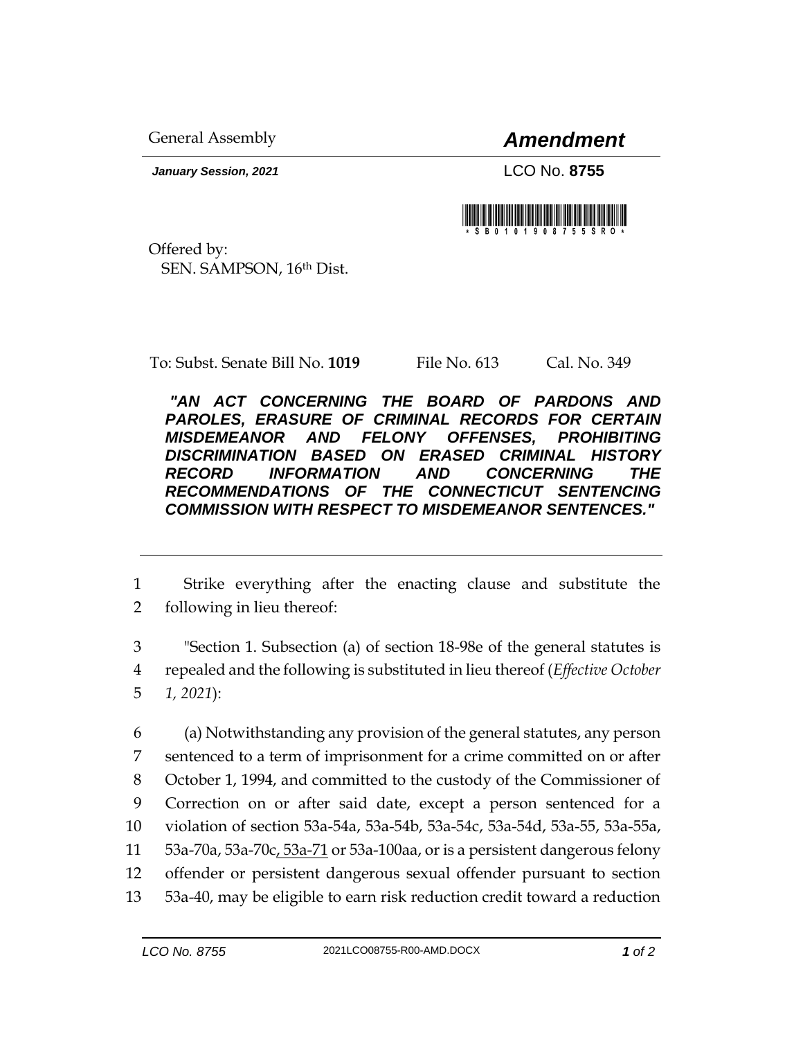General Assembly

# *Amendment*

***January Session, 2021***

LCO No. **8755**

\*SB0101908755SRO\*

Offered by:
SEN. SAMPSON, 16th Dist.

To: Subst. Senate Bill No. **1019** File No. 613 Cal. No. 349

***"AN ACT CONCERNING THE BOARD OF PARDONS AND PAROLES, ERASURE OF CRIMINAL RECORDS FOR CERTAIN MISDEMEANOR AND FELONY OFFENSES, PROHIBITING DISCRIMINATION BASED ON ERASED CRIMINAL HISTORY RECORD INFORMATION AND CONCERNING THE RECOMMENDATIONS OF THE CONNECTICUT SENTENCING COMMISSION WITH RESPECT TO MISDEMEANOR SENTENCES."***

---

1 Strike everything after the enacting clause and substitute the
2 following in lieu thereof:

3 "Section 1. Subsection (a) of section 18-98e of the general statutes is
4 repealed and the following is substituted in lieu thereof (*Effective October*
5 *1, 2021*):

6 (a) Notwithstanding any provision of the general statutes, any person
7 sentenced to a term of imprisonment for a crime committed on or after
8 October 1, 1994, and committed to the custody of the Commissioner of
9 Correction on or after said date, except a person sentenced for a
10 violation of section 53a-54a, 53a-54b, 53a-54c, 53a-54d, 53a-55, 53a-55a,
11 53a-70a, 53a-70c<u>, 53a-71</u> or 53a-100aa, or is a persistent dangerous felony
12 offender or persistent dangerous sexual offender pursuant to section
13 53a-40, may be eligible to earn risk reduction credit toward a reduction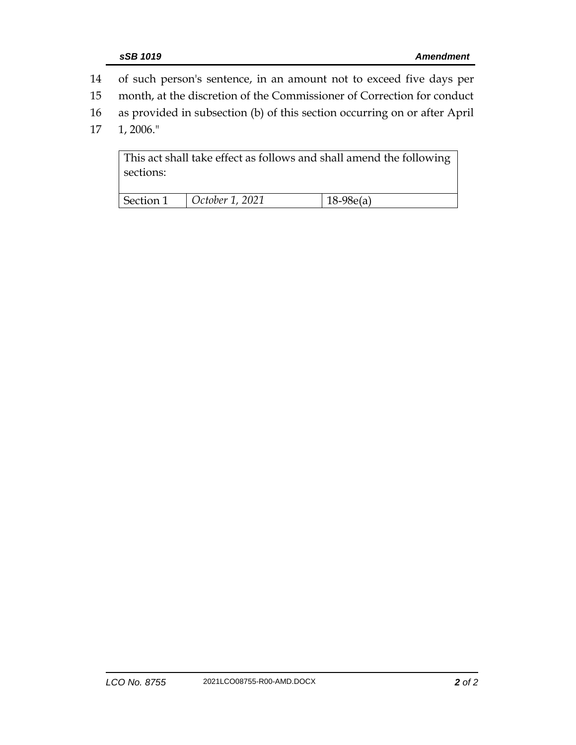14 of such person's sentence, in an amount not to exceed five days per
15 month, at the discretion of the Commissioner of Correction for conduct
16 as provided in subsection (b) of this section occurring on or after April
17 1, 2006."

| This act shall take effect as follows and shall amend the following sections: | | |
|---|---|---|
| Section 1 | *October 1, 2021* | 18-98e(a) |